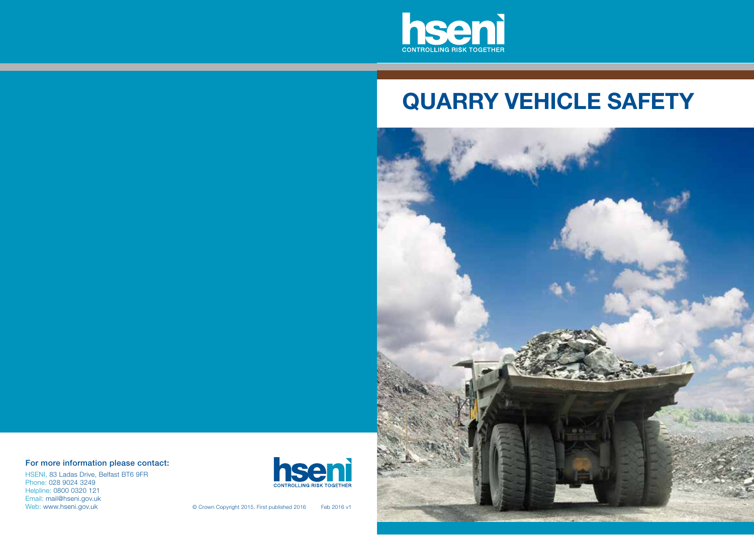hseni

CONTROLLING RISK TOGETHER

# QUARRY VEHICLE SAFETY

**For more information please contact:**

HSENI, 83 Ladas Drive, Belfast BT6 9FR
Phone: 028 9024 3249
Helpline: 0800 0320 121
Email: mail@hseni.gov.uk
Web: www.hseni.gov.uk

hseni

CONTROLLING RISK TOGETHER

© Crown Copyright 2015. First published 2016 Feb 2016 v1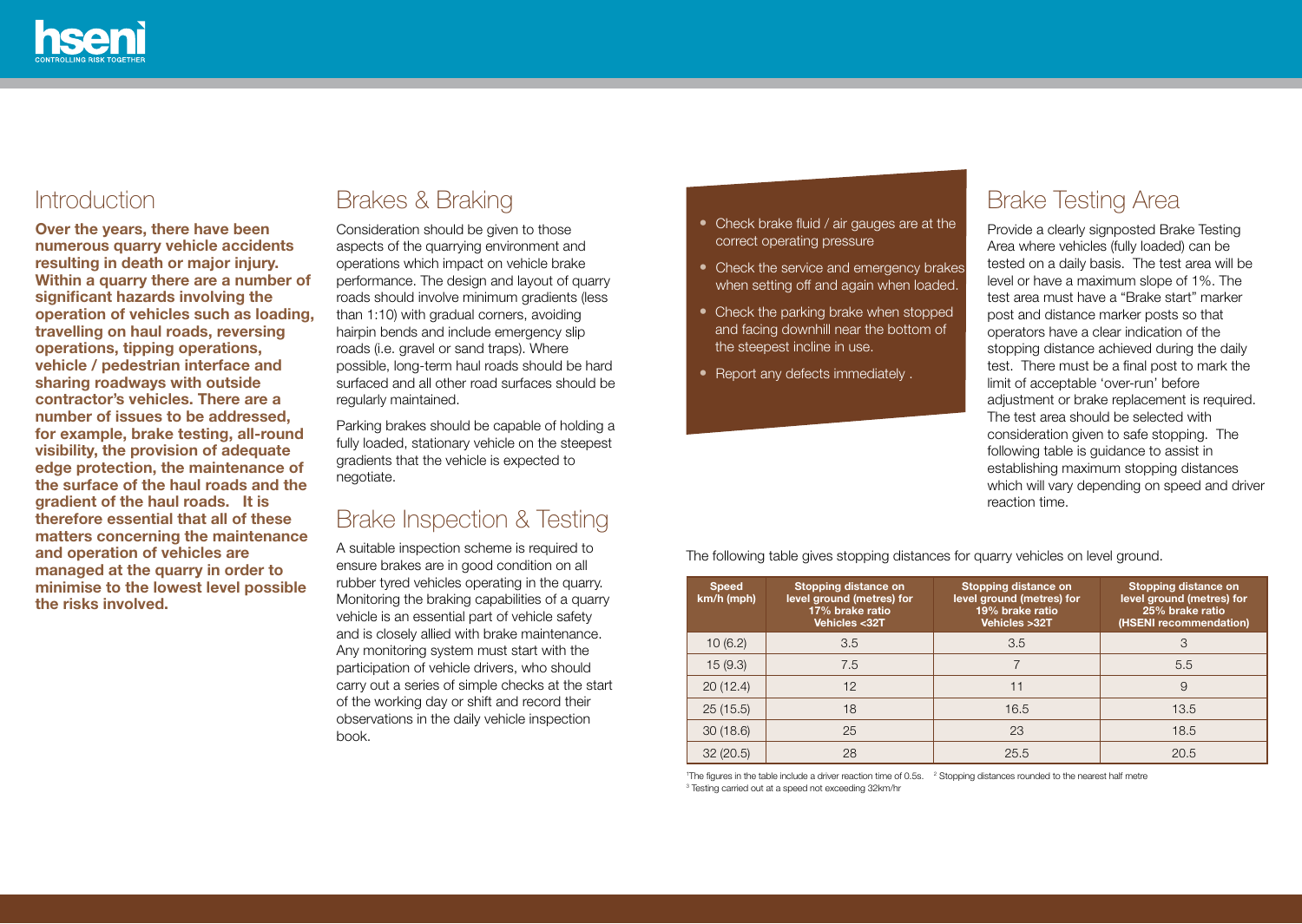## Introduction

**Over the years, there have been numerous quarry vehicle accidents resulting in death or major injury. Within a quarry there are a number of significant hazards involving the operation of vehicles such as loading, travelling on haul roads, reversing operations, tipping operations, vehicle / pedestrian interface and sharing roadways with outside contractor's vehicles. There are a number of issues to be addressed, for example, brake testing, all-round visibility, the provision of adequate edge protection, the maintenance of the surface of the haul roads and the gradient of the haul roads. It is therefore essential that all of these matters concerning the maintenance and operation of vehicles are managed at the quarry in order to minimise to the lowest level possible the risks involved.**

## Brakes & Braking

Consideration should be given to those aspects of the quarrying environment and operations which impact on vehicle brake performance. The design and layout of quarry roads should involve minimum gradients (less than 1:10) with gradual corners, avoiding hairpin bends and include emergency slip roads (i.e. gravel or sand traps). Where possible, long-term haul roads should be hard surfaced and all other road surfaces should be regularly maintained.

Parking brakes should be capable of holding a fully loaded, stationary vehicle on the steepest gradients that the vehicle is expected to negotiate.

## Brake Inspection & Testing

A suitable inspection scheme is required to ensure brakes are in good condition on all rubber tyred vehicles operating in the quarry. Monitoring the braking capabilities of a quarry vehicle is an essential part of vehicle safety and is closely allied with brake maintenance. Any monitoring system must start with the participation of vehicle drivers, who should carry out a series of simple checks at the start of the working day or shift and record their observations in the daily vehicle inspection book.

- Check brake fluid / air gauges are at the correct operating pressure
- Check the service and emergency brakes when setting off and again when loaded.
- Check the parking brake when stopped and facing downhill near the bottom of the steepest incline in use.
- Report any defects immediately .

## Brake Testing Area

Provide a clearly signposted Brake Testing Area where vehicles (fully loaded) can be tested on a daily basis. The test area will be level or have a maximum slope of 1%. The test area must have a "Brake start" marker post and distance marker posts so that operators have a clear indication of the stopping distance achieved during the daily test. There must be a final post to mark the limit of acceptable 'over-run' before adjustment or brake replacement is required. The test area should be selected with consideration given to safe stopping. The following table is guidance to assist in establishing maximum stopping distances which will vary depending on speed and driver reaction time.

The following table gives stopping distances for quarry vehicles on level ground.

| Speed km/h (mph) | Stopping distance on level ground (metres) for 17% brake ratio Vehicles <32T | Stopping distance on level ground (metres) for 19% brake ratio Vehicles >32T | Stopping distance on level ground (metres) for 25% brake ratio (HSENI recommendation) |
|---|---|---|---|
| 10 (6.2) | 3.5 | 3.5 | 3 |
| 15 (9.3) | 7.5 | 7 | 5.5 |
| 20 (12.4) | 12 | 11 | 9 |
| 25 (15.5) | 18 | 16.5 | 13.5 |
| 30 (18.6) | 25 | 23 | 18.5 |
| 32 (20.5) | 28 | 25.5 | 20.5 |

[1]The figures in the table include a driver reaction time of 0.5s. [2] Stopping distances rounded to the nearest half metre
[3] Testing carried out at a speed not exceeding 32km/hr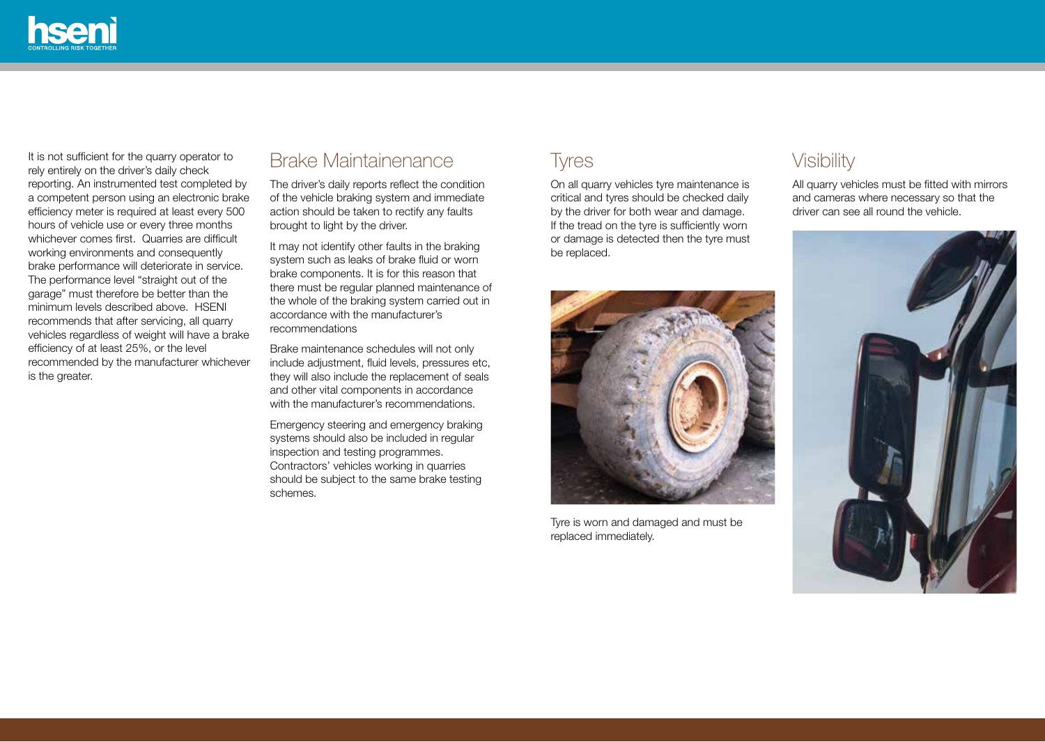It is not sufficient for the quarry operator to rely entirely on the driver's daily check reporting. An instrumented test completed by a competent person using an electronic brake efficiency meter is required at least every 500 hours of vehicle use or every three months whichever comes first. Quarries are difficult working environments and consequently brake performance will deteriorate in service. The performance level "straight out of the garage" must therefore be better than the minimum levels described above. HSENI recommends that after servicing, all quarry vehicles regardless of weight will have a brake efficiency of at least 25%, or the level recommended by the manufacturer whichever is the greater.

## Brake Maintainenance

The driver's daily reports reflect the condition of the vehicle braking system and immediate action should be taken to rectify any faults brought to light by the driver.

It may not identify other faults in the braking system such as leaks of brake fluid or worn brake components. It is for this reason that there must be regular planned maintenance of the whole of the braking system carried out in accordance with the manufacturer's recommendations

Brake maintenance schedules will not only include adjustment, fluid levels, pressures etc, they will also include the replacement of seals and other vital components in accordance with the manufacturer's recommendations.

Emergency steering and emergency braking systems should also be included in regular inspection and testing programmes. Contractors' vehicles working in quarries should be subject to the same brake testing schemes.

## Tyres

On all quarry vehicles tyre maintenance is critical and tyres should be checked daily by the driver for both wear and damage. If the tread on the tyre is sufficiently worn or damage is detected then the tyre must be replaced.

Tyre is worn and damaged and must be replaced immediately.

## Visibility

All quarry vehicles must be fitted with mirrors and cameras where necessary so that the driver can see all round the vehicle.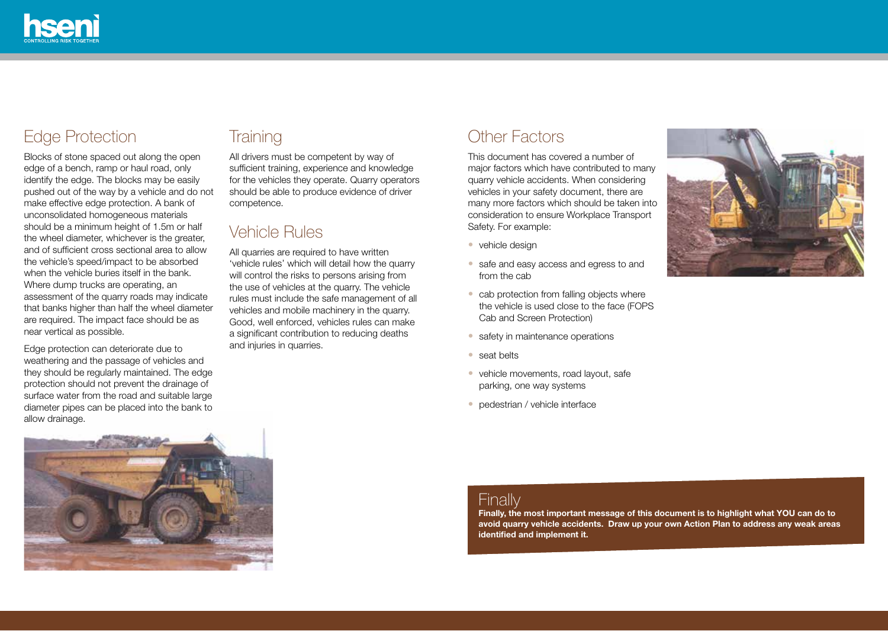## Edge Protection

Blocks of stone spaced out along the open edge of a bench, ramp or haul road, only identify the edge. The blocks may be easily pushed out of the way by a vehicle and do not make effective edge protection. A bank of unconsolidated homogeneous materials should be a minimum height of 1.5m or half the wheel diameter, whichever is the greater, and of sufficient cross sectional area to allow the vehicle's speed/impact to be absorbed when the vehicle buries itself in the bank. Where dump trucks are operating, an assessment of the quarry roads may indicate that banks higher than half the wheel diameter are required. The impact face should be as near vertical as possible.

Edge protection can deteriorate due to weathering and the passage of vehicles and they should be regularly maintained. The edge protection should not prevent the drainage of surface water from the road and suitable large diameter pipes can be placed into the bank to allow drainage.

## Training

All drivers must be competent by way of sufficient training, experience and knowledge for the vehicles they operate. Quarry operators should be able to produce evidence of driver competence.

## Vehicle Rules

All quarries are required to have written 'vehicle rules' which will detail how the quarry will control the risks to persons arising from the use of vehicles at the quarry. The vehicle rules must include the safe management of all vehicles and mobile machinery in the quarry. Good, well enforced, vehicles rules can make a significant contribution to reducing deaths and injuries in quarries.

## Other Factors

This document has covered a number of major factors which have contributed to many quarry vehicle accidents. When considering vehicles in your safety document, there are many more factors which should be taken into consideration to ensure Workplace Transport Safety. For example:

- vehicle design
- safe and easy access and egress to and from the cab
- cab protection from falling objects where the vehicle is used close to the face (FOPS Cab and Screen Protection)
- safety in maintenance operations
- seat belts
- vehicle movements, road layout, safe parking, one way systems
- pedestrian / vehicle interface

## Finally

**Finally, the most important message of this document is to highlight what YOU can do to avoid quarry vehicle accidents. Draw up your own Action Plan to address any weak areas identified and implement it.**